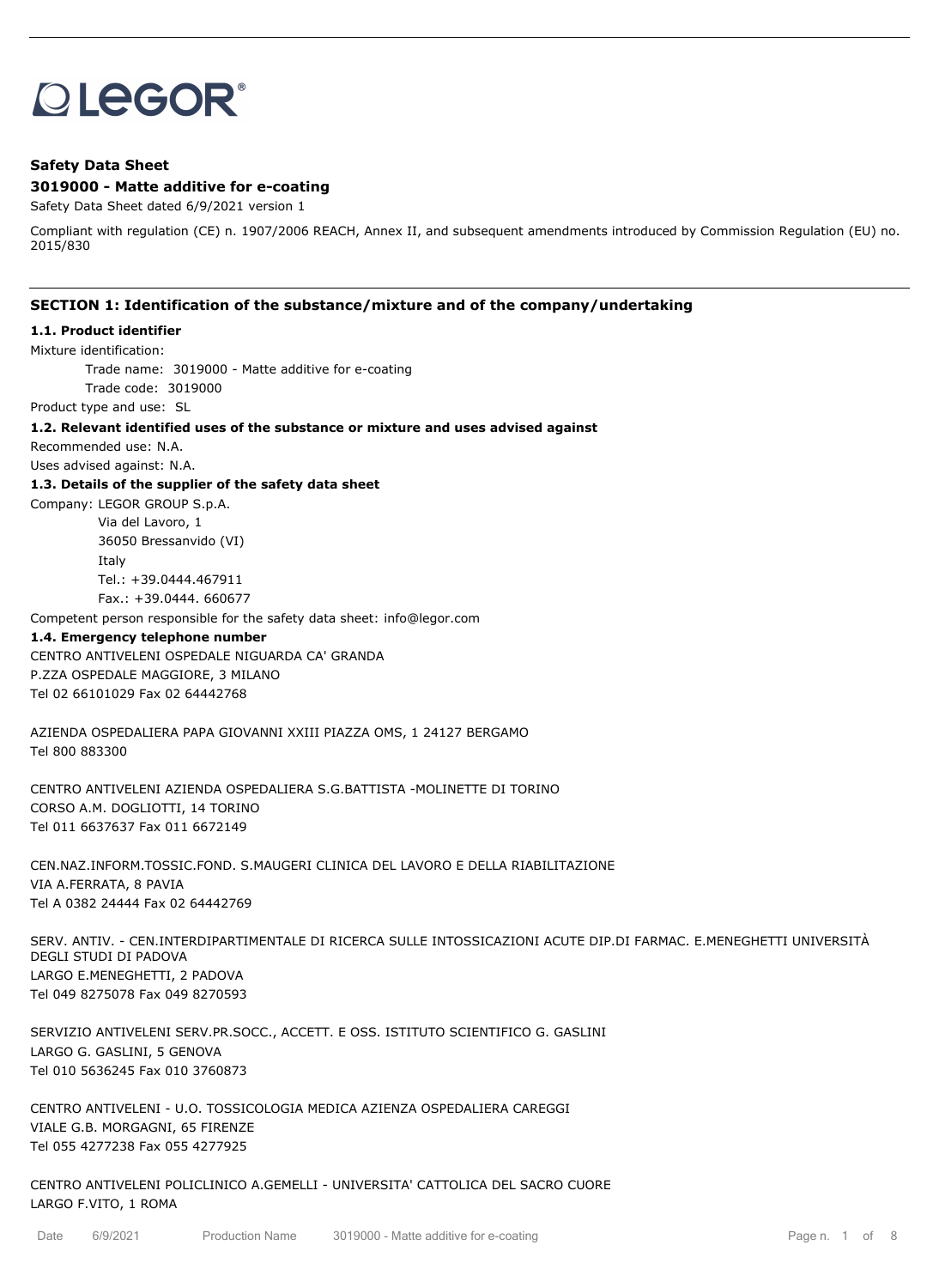LEGOR®

**Safety Data Sheet**

**3019000 - Matte additive for e-coating**

Safety Data Sheet dated 6/9/2021 version 1

Compliant with regulation (CE) n. 1907/2006 REACH, Annex II, and subsequent amendments introduced by Commission Regulation (EU) no. 2015/830

## SECTION 1: Identification of the substance/mixture and of the company/undertaking

### 1.1. Product identifier

Mixture identification:

Trade name: 3019000 - Matte additive for e-coating

Trade code: 3019000

Product type and use: SL

### 1.2. Relevant identified uses of the substance or mixture and uses advised against

Recommended use: N.A.

Uses advised against: N.A.

### 1.3. Details of the supplier of the safety data sheet

Company: LEGOR GROUP S.p.A.

Via del Lavoro, 1

36050 Bressanvido (VI)

Italy

Tel.: +39.0444.467911

Fax.: +39.0444. 660677

Competent person responsible for the safety data sheet: info@legor.com

### 1.4. Emergency telephone number

CENTRO ANTIVELENI OSPEDALE NIGUARDA CA' GRANDA
P.ZZA OSPEDALE MAGGIORE, 3 MILANO
Tel 02 66101029 Fax 02 64442768

AZIENDA OSPEDALIERA PAPA GIOVANNI XXIII PIAZZA OMS, 1 24127 BERGAMO
Tel 800 883300

CENTRO ANTIVELENI AZIENDA OSPEDALIERA S.G.BATTISTA -MOLINETTE DI TORINO
CORSO A.M. DOGLIOTTI, 14 TORINO
Tel 011 6637637 Fax 011 6672149

CEN.NAZ.INFORM.TOSSIC.FOND. S.MAUGERI CLINICA DEL LAVORO E DELLA RIABILITAZIONE
VIA A.FERRATA, 8 PAVIA
Tel A 0382 24444 Fax 02 64442769

SERV. ANTIV. - CEN.INTERDIPARTIMENTALE DI RICERCA SULLE INTOSSICAZIONI ACUTE DIP.DI FARMAC. E.MENEGHETTI UNIVERSITÀ DEGLI STUDI DI PADOVA
LARGO E.MENEGHETTI, 2 PADOVA
Tel 049 8275078 Fax 049 8270593

SERVIZIO ANTIVELENI SERV.PR.SOCC., ACCETT. E OSS. ISTITUTO SCIENTIFICO G. GASLINI
LARGO G. GASLINI, 5 GENOVA
Tel 010 5636245 Fax 010 3760873

CENTRO ANTIVELENI - U.O. TOSSICOLOGIA MEDICA AZIENZA OSPEDALIERA CAREGGI
VIALE G.B. MORGAGNI, 65 FIRENZE
Tel 055 4277238 Fax 055 4277925

CENTRO ANTIVELENI POLICLINICO A.GEMELLI - UNIVERSITA' CATTOLICA DEL SACRO CUORE
LARGO F.VITO, 1 ROMA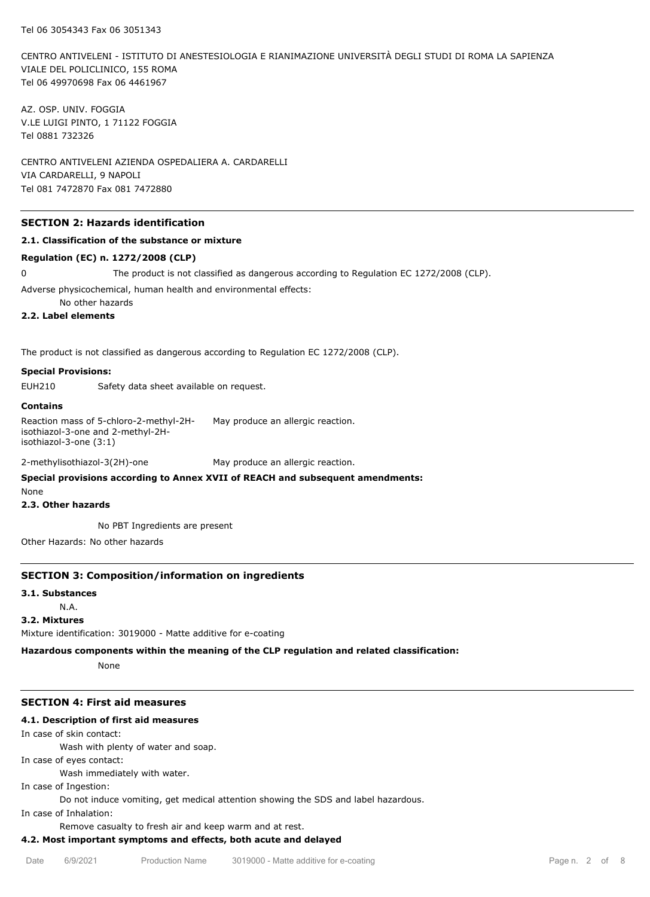Tel 06 3054343 Fax 06 3051343

CENTRO ANTIVELENI - ISTITUTO DI ANESTESIOLOGIA E RIANIMAZIONE UNIVERSITÀ DEGLI STUDI DI ROMA LA SAPIENZA
VIALE DEL POLICLINICO, 155 ROMA
Tel 06 49970698 Fax 06 4461967

AZ. OSP. UNIV. FOGGIA
V.LE LUIGI PINTO, 1 71122 FOGGIA
Tel 0881 732326

CENTRO ANTIVELENI AZIENDA OSPEDALIERA A. CARDARELLI
VIA CARDARELLI, 9 NAPOLI
Tel 081 7472870 Fax 081 7472880

## SECTION 2: Hazards identification

### 2.1. Classification of the substance or mixture

**Regulation (EC) n. 1272/2008 (CLP)**

0 The product is not classified as dangerous according to Regulation EC 1272/2008 (CLP).

Adverse physicochemical, human health and environmental effects:

No other hazards

### 2.2. Label elements

The product is not classified as dangerous according to Regulation EC 1272/2008 (CLP).

**Special Provisions:**

EUH210 Safety data sheet available on request.

**Contains**

| | |
|---|---|
| Reaction mass of 5-chloro-2-methyl-2H-isothiazol-3-one and 2-methyl-2H-isothiazol-3-one (3:1) | May produce an allergic reaction. |
| 2-methylisothiazol-3(2H)-one | May produce an allergic reaction. |

**Special provisions according to Annex XVII of REACH and subsequent amendments:**

None

### 2.3. Other hazards

No PBT Ingredients are present

Other Hazards: No other hazards

## SECTION 3: Composition/information on ingredients

### 3.1. Substances

N.A.

### 3.2. Mixtures

Mixture identification: 3019000 - Matte additive for e-coating

**Hazardous components within the meaning of the CLP regulation and related classification:**

None

## SECTION 4: First aid measures

### 4.1. Description of first aid measures

In case of skin contact:

Wash with plenty of water and soap.

In case of eyes contact:

Wash immediately with water.

In case of Ingestion:

Do not induce vomiting, get medical attention showing the SDS and label hazardous.

In case of Inhalation:

Remove casualty to fresh air and keep warm and at rest.

### 4.2. Most important symptoms and effects, both acute and delayed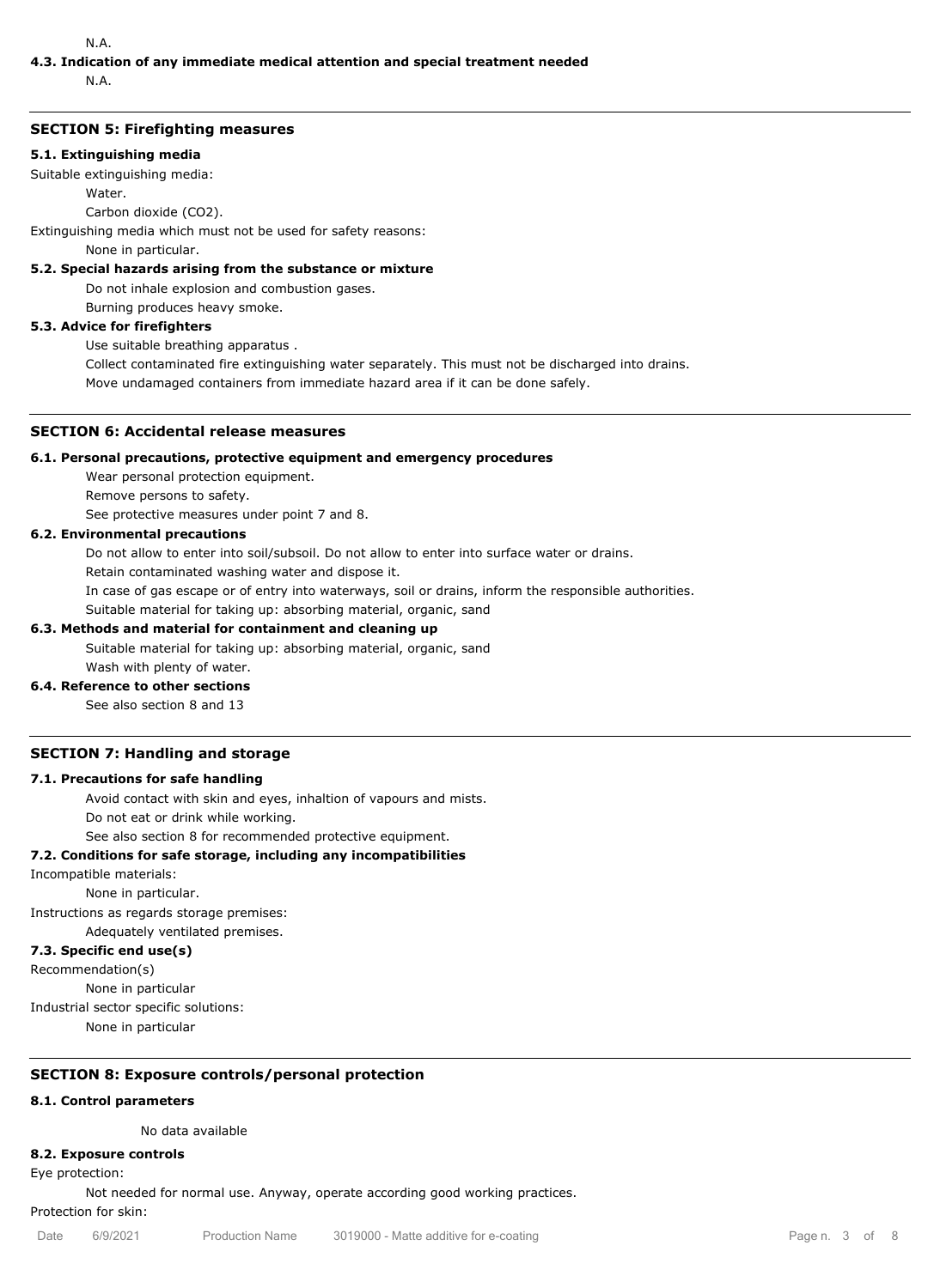N.A.

**4.3. Indication of any immediate medical attention and special treatment needed**

N.A.

## SECTION 5: Firefighting measures

**5.1. Extinguishing media**

Suitable extinguishing media:

Water.

Carbon dioxide ($CO_2$).

Extinguishing media which must not be used for safety reasons:

None in particular.

**5.2. Special hazards arising from the substance or mixture**

Do not inhale explosion and combustion gases.

Burning produces heavy smoke.

**5.3. Advice for firefighters**

Use suitable breathing apparatus .

Collect contaminated fire extinguishing water separately. This must not be discharged into drains.

Move undamaged containers from immediate hazard area if it can be done safely.

## SECTION 6: Accidental release measures

**6.1. Personal precautions, protective equipment and emergency procedures**

Wear personal protection equipment.

Remove persons to safety.

See protective measures under point 7 and 8.

**6.2. Environmental precautions**

Do not allow to enter into soil/subsoil. Do not allow to enter into surface water or drains.

Retain contaminated washing water and dispose it.

In case of gas escape or of entry into waterways, soil or drains, inform the responsible authorities.

Suitable material for taking up: absorbing material, organic, sand

**6.3. Methods and material for containment and cleaning up**

Suitable material for taking up: absorbing material, organic, sand

Wash with plenty of water.

**6.4. Reference to other sections**

See also section 8 and 13

## SECTION 7: Handling and storage

**7.1. Precautions for safe handling**

Avoid contact with skin and eyes, inhaltion of vapours and mists.

Do not eat or drink while working.

See also section 8 for recommended protective equipment.

**7.2. Conditions for safe storage, including any incompatibilities**

Incompatible materials:

None in particular.

Instructions as regards storage premises:

Adequately ventilated premises.

**7.3. Specific end use(s)**

Recommendation(s)

None in particular

Industrial sector specific solutions:

None in particular

## SECTION 8: Exposure controls/personal protection

**8.1. Control parameters**

No data available

**8.2. Exposure controls**

Eye protection:

Not needed for normal use. Anyway, operate according good working practices.

Protection for skin: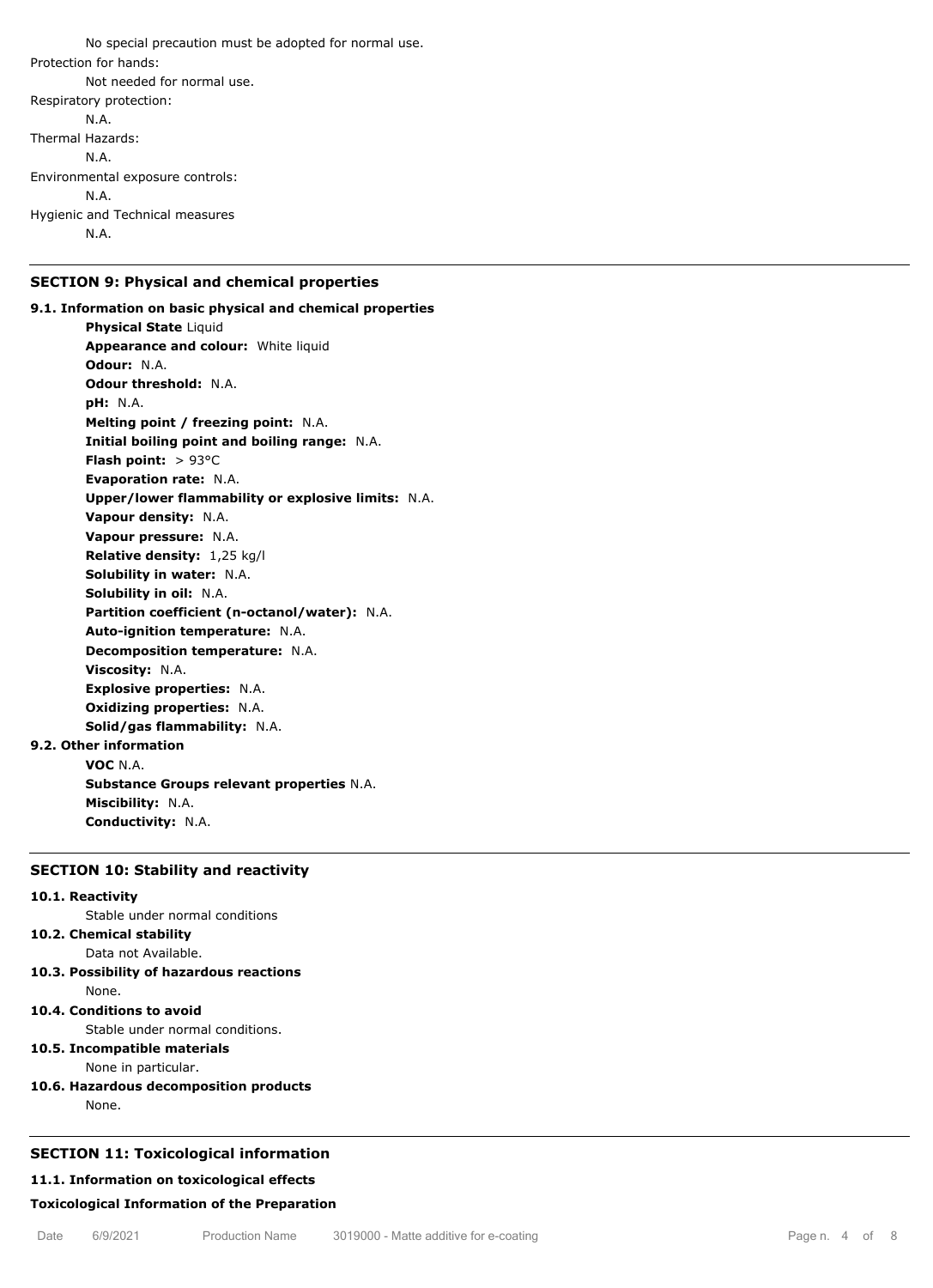No special precaution must be adopted for normal use.

Protection for hands:

Not needed for normal use.

Respiratory protection:

N.A.

Thermal Hazards:

N.A.

Environmental exposure controls:

N.A.

Hygienic and Technical measures

N.A.

## SECTION 9: Physical and chemical properties

### 9.1. Information on basic physical and chemical properties

**Physical State** Liquid
**Appearance and colour:** White liquid
**Odour:** N.A.
**Odour threshold:** N.A.
**pH:** N.A.
**Melting point / freezing point:** N.A.
**Initial boiling point and boiling range:** N.A.
**Flash point:** > 93°C
**Evaporation rate:** N.A.
**Upper/lower flammability or explosive limits:** N.A.
**Vapour density:** N.A.
**Vapour pressure:** N.A.
**Relative density:** 1,25 kg/l
**Solubility in water:** N.A.
**Solubility in oil:** N.A.
**Partition coefficient (n-octanol/water):** N.A.
**Auto-ignition temperature:** N.A.
**Decomposition temperature:** N.A.
**Viscosity:** N.A.
**Explosive properties:** N.A.
**Oxidizing properties:** N.A.
**Solid/gas flammability:** N.A.

### 9.2. Other information

**VOC** N.A.
**Substance Groups relevant properties** N.A.
**Miscibility:** N.A.
**Conductivity:** N.A.

## SECTION 10: Stability and reactivity

### 10.1. Reactivity

Stable under normal conditions

### 10.2. Chemical stability

Data not Available.

### 10.3. Possibility of hazardous reactions

None.

### 10.4. Conditions to avoid

Stable under normal conditions.

### 10.5. Incompatible materials

None in particular.

### 10.6. Hazardous decomposition products

None.

## SECTION 11: Toxicological information

### 11.1. Information on toxicological effects

**Toxicological Information of the Preparation**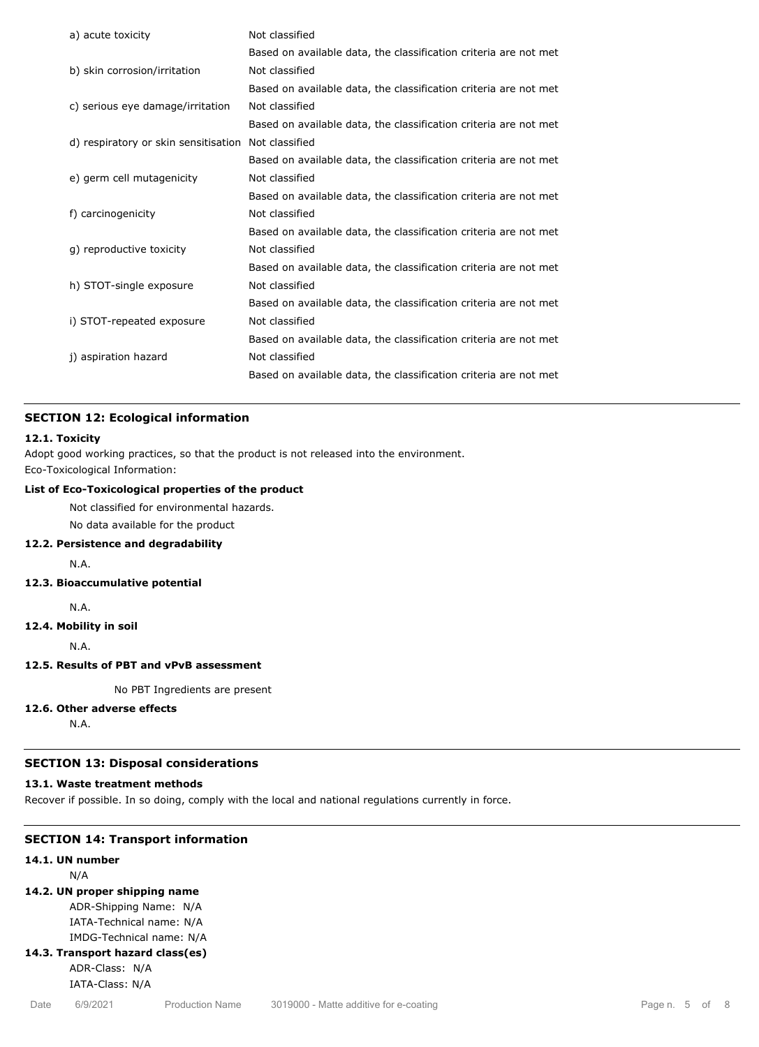| | |
|---|---|
| a) acute toxicity | Not classified<br>Based on available data, the classification criteria are not met |
| b) skin corrosion/irritation | Not classified<br>Based on available data, the classification criteria are not met |
| c) serious eye damage/irritation | Not classified<br>Based on available data, the classification criteria are not met |
| d) respiratory or skin sensitisation | Not classified<br>Based on available data, the classification criteria are not met |
| e) germ cell mutagenicity | Not classified<br>Based on available data, the classification criteria are not met |
| f) carcinogenicity | Not classified<br>Based on available data, the classification criteria are not met |
| g) reproductive toxicity | Not classified<br>Based on available data, the classification criteria are not met |
| h) STOT-single exposure | Not classified<br>Based on available data, the classification criteria are not met |
| i) STOT-repeated exposure | Not classified<br>Based on available data, the classification criteria are not met |
| j) aspiration hazard | Not classified<br>Based on available data, the classification criteria are not met |

## SECTION 12: Ecological information

### 12.1. Toxicity

Adopt good working practices, so that the product is not released into the environment.
Eco-Toxicological Information:

**List of Eco-Toxicological properties of the product**

Not classified for environmental hazards.
No data available for the product

### 12.2. Persistence and degradability

N.A.

### 12.3. Bioaccumulative potential

N.A.

### 12.4. Mobility in soil

N.A.

### 12.5. Results of PBT and vPvB assessment

No PBT Ingredients are present

### 12.6. Other adverse effects

N.A.

## SECTION 13: Disposal considerations

### 13.1. Waste treatment methods

Recover if possible. In so doing, comply with the local and national regulations currently in force.

## SECTION 14: Transport information

### 14.1. UN number

N/A

### 14.2. UN proper shipping name

ADR-Shipping Name: N/A
IATA-Technical name: N/A
IMDG-Technical name: N/A

### 14.3. Transport hazard class(es)

ADR-Class: N/A
IATA-Class: N/A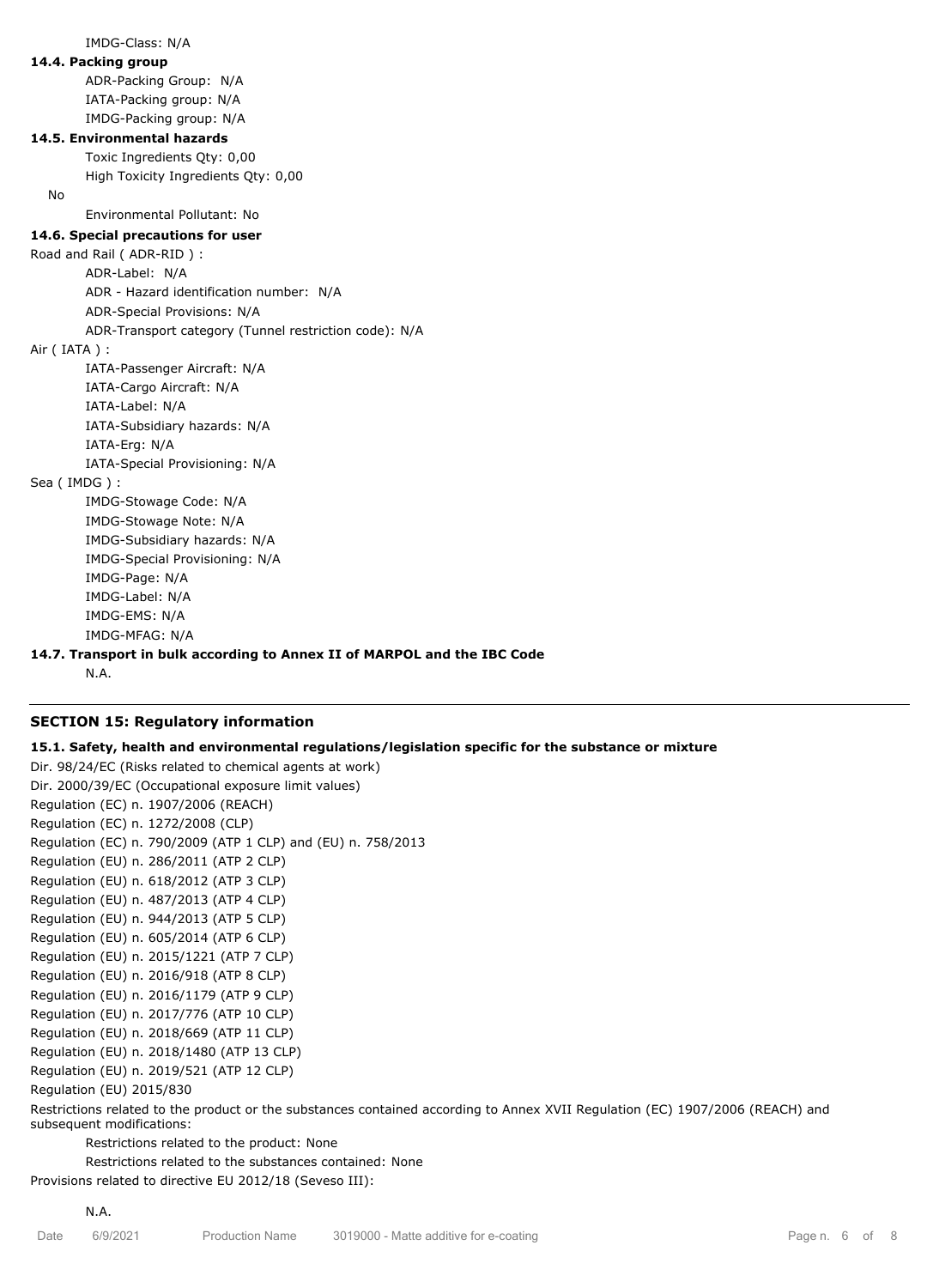IMDG-Class: N/A

**14.4. Packing group**

ADR-Packing Group: N/A

IATA-Packing group: N/A

IMDG-Packing group: N/A

**14.5. Environmental hazards**

Toxic Ingredients Qty: 0,00

High Toxicity Ingredients Qty: 0,00

No

Environmental Pollutant: No

**14.6. Special precautions for user**

Road and Rail ( ADR-RID ) :

ADR-Label: N/A

ADR - Hazard identification number: N/A

ADR-Special Provisions: N/A

ADR-Transport category (Tunnel restriction code): N/A

Air ( IATA ) :

IATA-Passenger Aircraft: N/A

IATA-Cargo Aircraft: N/A

IATA-Label: N/A

IATA-Subsidiary hazards: N/A

IATA-Erg: N/A

IATA-Special Provisioning: N/A

Sea ( IMDG ) :

IMDG-Stowage Code: N/A

IMDG-Stowage Note: N/A

IMDG-Subsidiary hazards: N/A

IMDG-Special Provisioning: N/A

IMDG-Page: N/A

IMDG-Label: N/A

IMDG-EMS: N/A

IMDG-MFAG: N/A

**14.7. Transport in bulk according to Annex II of MARPOL and the IBC Code**

N.A.

## SECTION 15: Regulatory information

**15.1. Safety, health and environmental regulations/legislation specific for the substance or mixture**

Dir. 98/24/EC (Risks related to chemical agents at work)
Dir. 2000/39/EC (Occupational exposure limit values)
Regulation (EC) n. 1907/2006 (REACH)
Regulation (EC) n. 1272/2008 (CLP)
Regulation (EC) n. 790/2009 (ATP 1 CLP) and (EU) n. 758/2013
Regulation (EU) n. 286/2011 (ATP 2 CLP)
Regulation (EU) n. 618/2012 (ATP 3 CLP)
Regulation (EU) n. 487/2013 (ATP 4 CLP)
Regulation (EU) n. 944/2013 (ATP 5 CLP)
Regulation (EU) n. 605/2014 (ATP 6 CLP)
Regulation (EU) n. 2015/1221 (ATP 7 CLP)
Regulation (EU) n. 2016/918 (ATP 8 CLP)
Regulation (EU) n. 2016/1179 (ATP 9 CLP)
Regulation (EU) n. 2017/776 (ATP 10 CLP)
Regulation (EU) n. 2018/669 (ATP 11 CLP)
Regulation (EU) n. 2018/1480 (ATP 13 CLP)
Regulation (EU) n. 2019/521 (ATP 12 CLP)
Regulation (EU) 2015/830

Restrictions related to the product or the substances contained according to Annex XVII Regulation (EC) 1907/2006 (REACH) and subsequent modifications:

Restrictions related to the product: None

Restrictions related to the substances contained: None

Provisions related to directive EU 2012/18 (Seveso III):

N.A.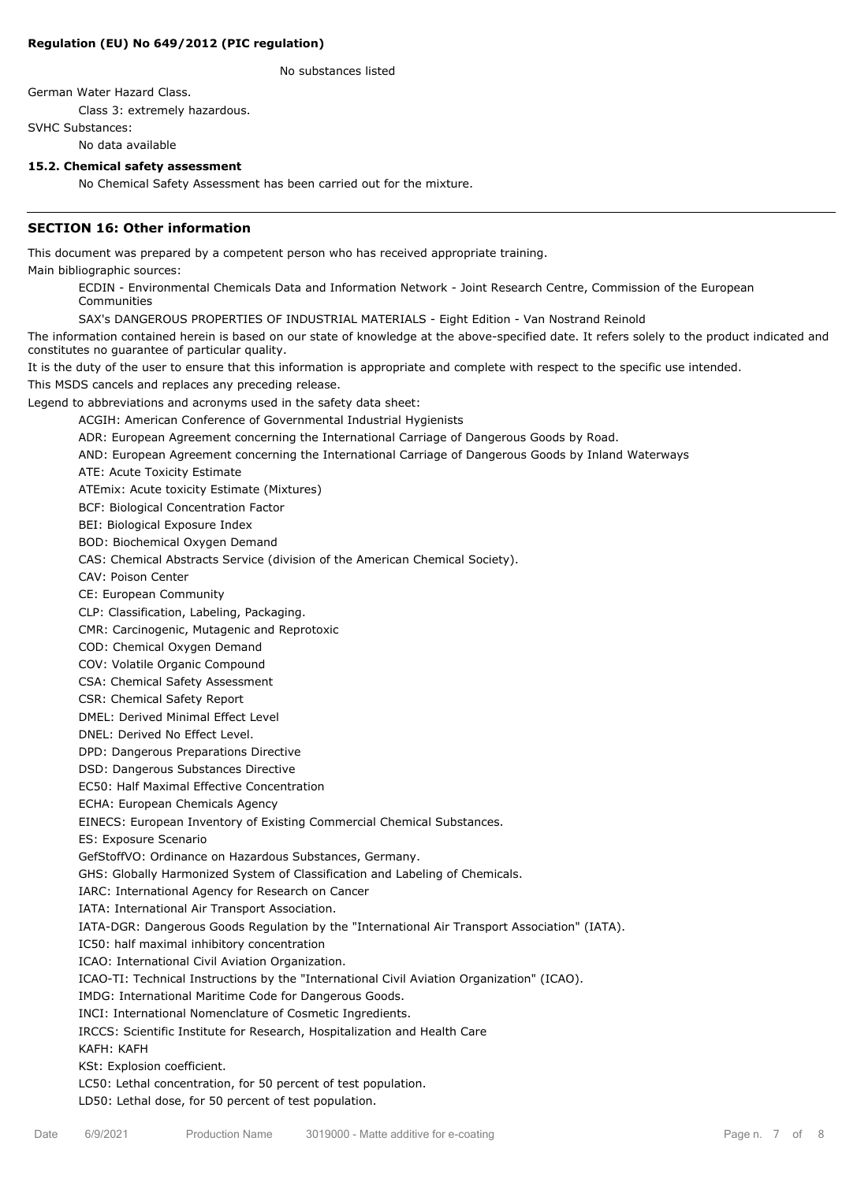**Regulation (EU) No 649/2012 (PIC regulation)**

No substances listed

German Water Hazard Class.

Class 3: extremely hazardous.

SVHC Substances:

No data available

**15.2. Chemical safety assessment**

No Chemical Safety Assessment has been carried out for the mixture.

## SECTION 16: Other information

This document was prepared by a competent person who has received appropriate training.

Main bibliographic sources:

ECDIN - Environmental Chemicals Data and Information Network - Joint Research Centre, Commission of the European Communities

SAX's DANGEROUS PROPERTIES OF INDUSTRIAL MATERIALS - Eight Edition - Van Nostrand Reinold

The information contained herein is based on our state of knowledge at the above-specified date. It refers solely to the product indicated and constitutes no guarantee of particular quality.

It is the duty of the user to ensure that this information is appropriate and complete with respect to the specific use intended.

This MSDS cancels and replaces any preceding release.

Legend to abbreviations and acronyms used in the safety data sheet:

ACGIH: American Conference of Governmental Industrial Hygienists
ADR: European Agreement concerning the International Carriage of Dangerous Goods by Road.
AND: European Agreement concerning the International Carriage of Dangerous Goods by Inland Waterways
ATE: Acute Toxicity Estimate
ATEmix: Acute toxicity Estimate (Mixtures)
BCF: Biological Concentration Factor
BEI: Biological Exposure Index
BOD: Biochemical Oxygen Demand
CAS: Chemical Abstracts Service (division of the American Chemical Society).
CAV: Poison Center
CE: European Community
CLP: Classification, Labeling, Packaging.
CMR: Carcinogenic, Mutagenic and Reprotoxic
COD: Chemical Oxygen Demand
COV: Volatile Organic Compound
CSA: Chemical Safety Assessment
CSR: Chemical Safety Report
DMEL: Derived Minimal Effect Level
DNEL: Derived No Effect Level.
DPD: Dangerous Preparations Directive
DSD: Dangerous Substances Directive
EC50: Half Maximal Effective Concentration
ECHA: European Chemicals Agency
EINECS: European Inventory of Existing Commercial Chemical Substances.
ES: Exposure Scenario
GefStoffVO: Ordinance on Hazardous Substances, Germany.
GHS: Globally Harmonized System of Classification and Labeling of Chemicals.
IARC: International Agency for Research on Cancer
IATA: International Air Transport Association.
IATA-DGR: Dangerous Goods Regulation by the "International Air Transport Association" (IATA).
IC50: half maximal inhibitory concentration
ICAO: International Civil Aviation Organization.
ICAO-TI: Technical Instructions by the "International Civil Aviation Organization" (ICAO).
IMDG: International Maritime Code for Dangerous Goods.
INCI: International Nomenclature of Cosmetic Ingredients.
IRCCS: Scientific Institute for Research, Hospitalization and Health Care
KAFH: KAFH
KSt: Explosion coefficient.
LC50: Lethal concentration, for 50 percent of test population.
LD50: Lethal dose, for 50 percent of test population.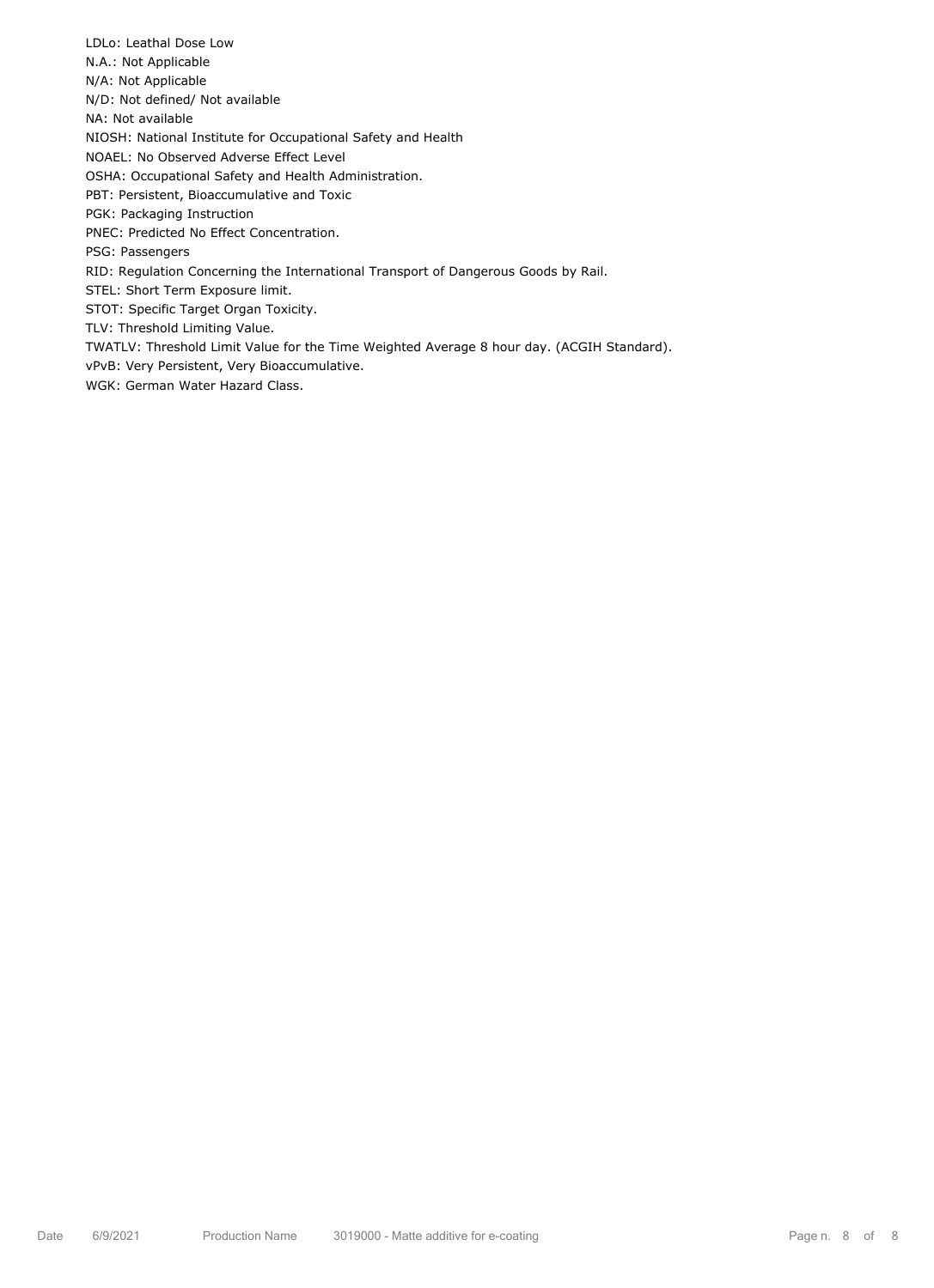LDLo: Leathal Dose Low

N.A.: Not Applicable

N/A: Not Applicable

N/D: Not defined/ Not available

NA: Not available

NIOSH: National Institute for Occupational Safety and Health

NOAEL: No Observed Adverse Effect Level

OSHA: Occupational Safety and Health Administration.

PBT: Persistent, Bioaccumulative and Toxic

PGK: Packaging Instruction

PNEC: Predicted No Effect Concentration.

PSG: Passengers

RID: Regulation Concerning the International Transport of Dangerous Goods by Rail.

STEL: Short Term Exposure limit.

STOT: Specific Target Organ Toxicity.

TLV: Threshold Limiting Value.

TWATLV: Threshold Limit Value for the Time Weighted Average 8 hour day. (ACGIH Standard).

vPvB: Very Persistent, Very Bioaccumulative.

WGK: German Water Hazard Class.